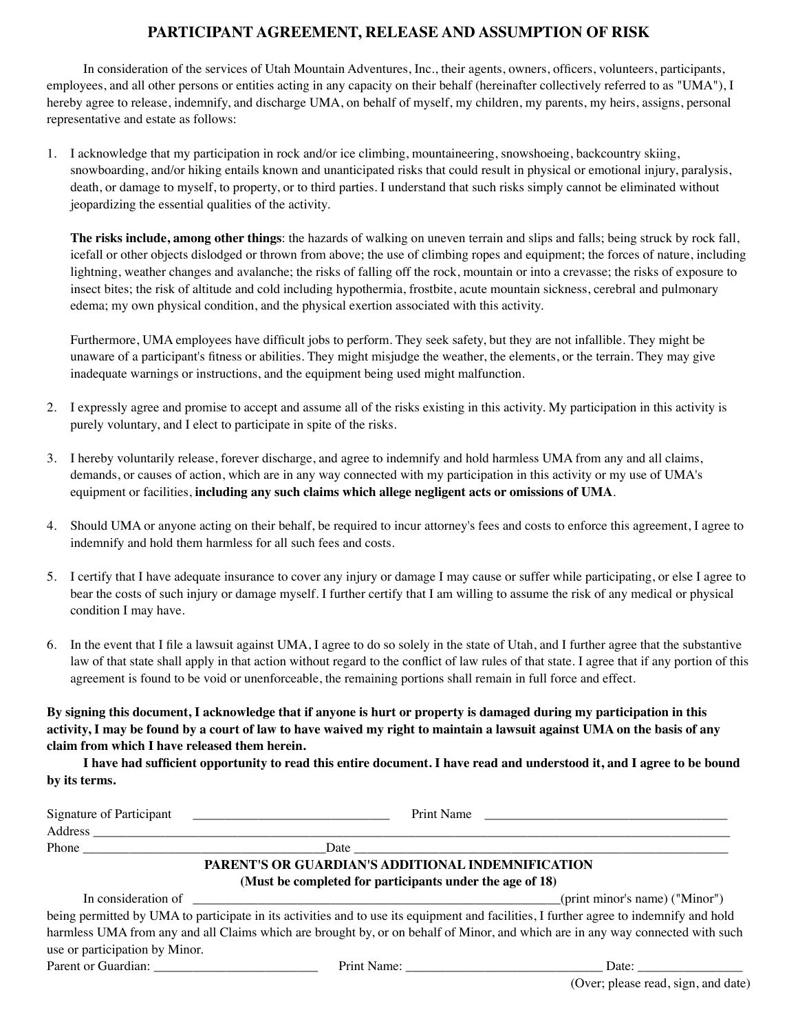# PARTICIPANT AGREEMENT, RELEASE AND ASSUMPTION OF RISK

In consideration of the services of Utah Mountain Adventures, Inc., their agents, owners, officers, volunteers, participants, employees, and all other persons or entities acting in any capacity on their behalf (hereinafter collectively referred to as "UMA"), I hereby agree to release, indemnify, and discharge UMA, on behalf of myself, my children, my parents, my heirs, assigns, personal representative and estate as follows:

1. I acknowledge that my participation in rock and/or ice climbing, mountaineering, snowshoeing, backcountry skiing, snowboarding, and/or hiking entails known and unanticipated risks that could result in physical or emotional injury, paralysis, death, or damage to myself, to property, or to third parties. I understand that such risks simply cannot be eliminated without jeopardizing the essential qualities of the activity.

   **The risks include, among other things**: the hazards of walking on uneven terrain and slips and falls; being struck by rock fall, icefall or other objects dislodged or thrown from above; the use of climbing ropes and equipment; the forces of nature, including lightning, weather changes and avalanche; the risks of falling off the rock, mountain or into a crevasse; the risks of exposure to insect bites; the risk of altitude and cold including hypothermia, frostbite, acute mountain sickness, cerebral and pulmonary edema; my own physical condition, and the physical exertion associated with this activity.

   Furthermore, UMA employees have difficult jobs to perform. They seek safety, but they are not infallible. They might be unaware of a participant's fitness or abilities. They might misjudge the weather, the elements, or the terrain. They may give inadequate warnings or instructions, and the equipment being used might malfunction.

2. I expressly agree and promise to accept and assume all of the risks existing in this activity. My participation in this activity is purely voluntary, and I elect to participate in spite of the risks.

3. I hereby voluntarily release, forever discharge, and agree to indemnify and hold harmless UMA from any and all claims, demands, or causes of action, which are in any way connected with my participation in this activity or my use of UMA's equipment or facilities, **including any such claims which allege negligent acts or omissions of UMA**.

4. Should UMA or anyone acting on their behalf, be required to incur attorney's fees and costs to enforce this agreement, I agree to indemnify and hold them harmless for all such fees and costs.

5. I certify that I have adequate insurance to cover any injury or damage I may cause or suffer while participating, or else I agree to bear the costs of such injury or damage myself. I further certify that I am willing to assume the risk of any medical or physical condition I may have.

6. In the event that I file a lawsuit against UMA, I agree to do so solely in the state of Utah, and I further agree that the substantive law of that state shall apply in that action without regard to the conflict of law rules of that state. I agree that if any portion of this agreement is found to be void or unenforceable, the remaining portions shall remain in full force and effect.

**By signing this document, I acknowledge that if anyone is hurt or property is damaged during my participation in this activity, I may be found by a court of law to have waived my right to maintain a lawsuit against UMA on the basis of any claim from which I have released them herein.**

**I have had sufficient opportunity to read this entire document. I have read and understood it, and I agree to be bound by its terms.**

Signature of Participant ______________________________ Print Name ______________________________________

Address ________________________________________________________________________________________

Phone ______________________________________Date __________________________________________________

## PARENT'S OR GUARDIAN'S ADDITIONAL INDEMNIFICATION

**(Must be completed for participants under the age of 18)**

In consideration of ___________________________________________________________(print minor's name) ("Minor") being permitted by UMA to participate in its activities and to use its equipment and facilities, I further agree to indemnify and hold harmless UMA from any and all Claims which are brought by, or on behalf of Minor, and which are in any way connected with such use or participation by Minor.

Parent or Guardian: __________________________ Print Name: _______________________________ Date: ________________

(Over; please read, sign, and date)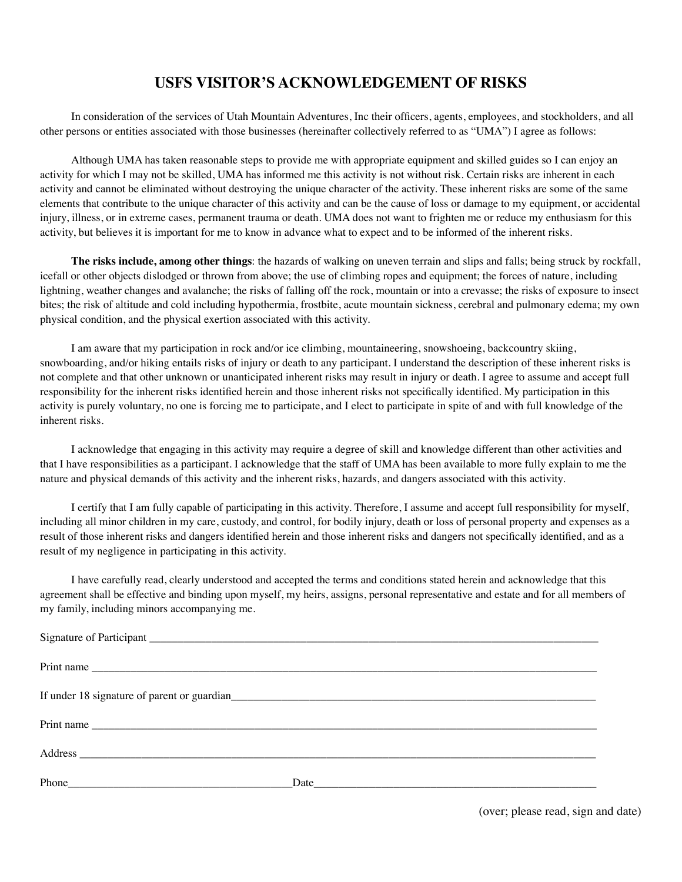# USFS VISITOR'S ACKNOWLEDGEMENT OF RISKS

In consideration of the services of Utah Mountain Adventures, Inc their officers, agents, employees, and stockholders, and all other persons or entities associated with those businesses (hereinafter collectively referred to as "UMA") I agree as follows:

Although UMA has taken reasonable steps to provide me with appropriate equipment and skilled guides so I can enjoy an activity for which I may not be skilled, UMA has informed me this activity is not without risk. Certain risks are inherent in each activity and cannot be eliminated without destroying the unique character of the activity. These inherent risks are some of the same elements that contribute to the unique character of this activity and can be the cause of loss or damage to my equipment, or accidental injury, illness, or in extreme cases, permanent trauma or death. UMA does not want to frighten me or reduce my enthusiasm for this activity, but believes it is important for me to know in advance what to expect and to be informed of the inherent risks.

**The risks include, among other things**: the hazards of walking on uneven terrain and slips and falls; being struck by rockfall, icefall or other objects dislodged or thrown from above; the use of climbing ropes and equipment; the forces of nature, including lightning, weather changes and avalanche; the risks of falling off the rock, mountain or into a crevasse; the risks of exposure to insect bites; the risk of altitude and cold including hypothermia, frostbite, acute mountain sickness, cerebral and pulmonary edema; my own physical condition, and the physical exertion associated with this activity.

I am aware that my participation in rock and/or ice climbing, mountaineering, snowshoeing, backcountry skiing, snowboarding, and/or hiking entails risks of injury or death to any participant. I understand the description of these inherent risks is not complete and that other unknown or unanticipated inherent risks may result in injury or death. I agree to assume and accept full responsibility for the inherent risks identified herein and those inherent risks not specifically identified. My participation in this activity is purely voluntary, no one is forcing me to participate, and I elect to participate in spite of and with full knowledge of the inherent risks.

I acknowledge that engaging in this activity may require a degree of skill and knowledge different than other activities and that I have responsibilities as a participant. I acknowledge that the staff of UMA has been available to more fully explain to me the nature and physical demands of this activity and the inherent risks, hazards, and dangers associated with this activity.

I certify that I am fully capable of participating in this activity. Therefore, I assume and accept full responsibility for myself, including all minor children in my care, custody, and control, for bodily injury, death or loss of personal property and expenses as a result of those inherent risks and dangers identified herein and those inherent risks and dangers not specifically identified, and as a result of my negligence in participating in this activity.

I have carefully read, clearly understood and accepted the terms and conditions stated herein and acknowledge that this agreement shall be effective and binding upon myself, my heirs, assigns, personal representative and estate and for all members of my family, including minors accompanying me.

Signature of Participant ____________________________________________

Print name ____________________________________________

If under 18 signature of parent or guardian____________________________________________

Print name ____________________________________________

Address ____________________________________________

Phone____________________________ Date____________________________

(over; please read, sign and date)